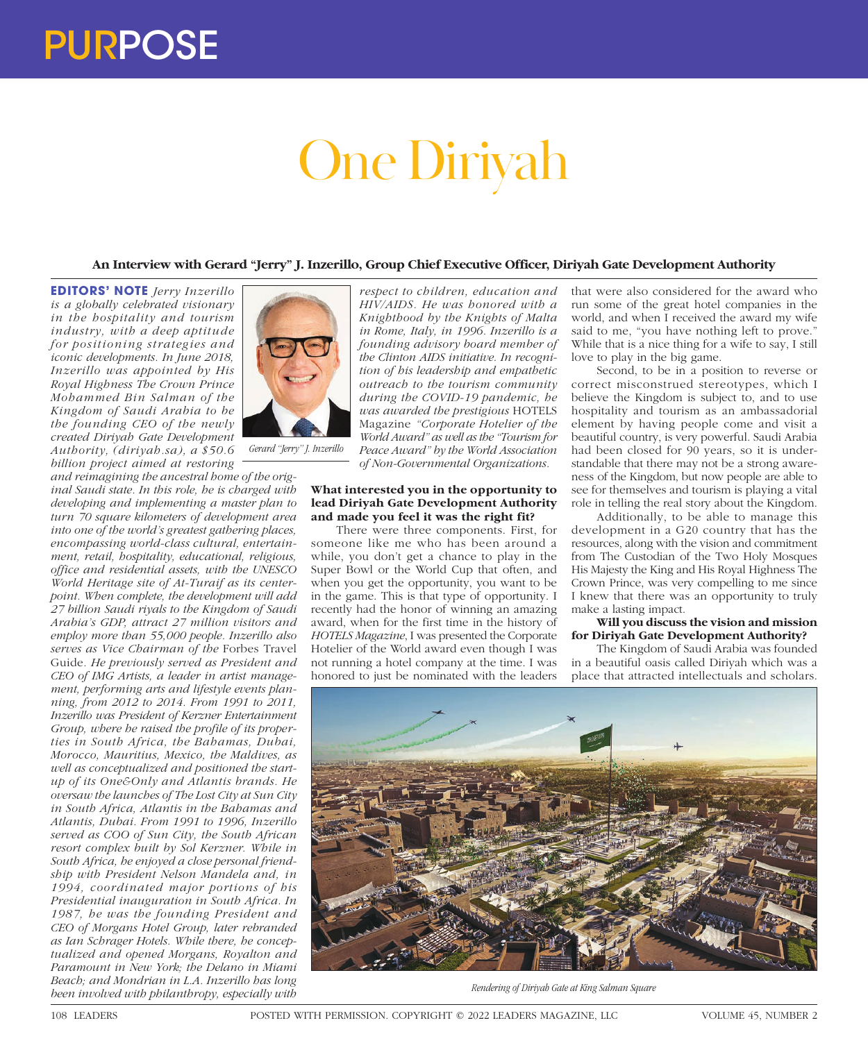# One Diriyah

**An Interview with Gerard "Jerry" J. Inzerillo, Group Chief Executive Officer, Diriyah Gate Development Authority**

Gerard "Jerry" J. Inzerillo

**EDITORS' NOTE** *Jerry Inzerillo is a globally celebrated visionary in the hospitality and tourism industry, with a deep aptitude for positioning strategies and iconic developments. In June 2018, Inzerillo was appointed by His Royal Highness The Crown Prince Mohammed Bin Salman of the Kingdom of Saudi Arabia to be the founding CEO of the newly created Diriyah Gate Development Authority, (diriyah.sa), a $50.6 billion project aimed at restoring and reimagining the ancestral home of the original Saudi state. In this role, he is charged with developing and implementing a master plan to turn 70 square kilometers of development area into one of the world's greatest gathering places, encompassing world-class cultural, entertainment, retail, hospitality, educational, religious, office and residential assets, with the UNESCO World Heritage site of At-Turaif as its centerpoint. When complete, the development will add 27 billion Saudi riyals to the Kingdom of Saudi Arabia's GDP, attract 27 million visitors and employ more than 55,000 people. Inzerillo also serves as Vice Chairman of the* Forbes Travel Guide. *He previously served as President and CEO of IMG Artists, a leader in artist management, performing arts and lifestyle events planning, from 2012 to 2014. From 1991 to 2011, Inzerillo was President of Kerzner Entertainment Group, where he raised the profile of its properties in South Africa, the Bahamas, Dubai, Morocco, Mauritius, Mexico, the Maldives, as well as conceptualized and positioned the startup of its One&Only and Atlantis brands. He oversaw the launches of The Lost City at Sun City in South Africa, Atlantis in the Bahamas and Atlantis, Dubai. From 1991 to 1996, Inzerillo served as COO of Sun City, the South African resort complex built by Sol Kerzner. While in South Africa, he enjoyed a close personal friendship with President Nelson Mandela and, in 1994, coordinated major portions of his Presidential inauguration in South Africa. In 1987, he was the founding President and CEO of Morgans Hotel Group, later rebranded as Ian Schrager Hotels. While there, he conceptualized and opened Morgans, Royalton and Paramount in New York; the Delano in Miami Beach; and Mondrian in L.A. Inzerillo has long been involved with philanthropy, especially with respect to children, education and HIV/AIDS. He was honored with a Knighthood by the Knights of Malta in Rome, Italy, in 1996. Inzerillo is a founding advisory board member of the Clinton AIDS initiative. In recognition of his leadership and empathetic outreach to the tourism community during the COVID-19 pandemic, he was awarded the prestigious* HOTELS Magazine *"Corporate Hotelier of the World Award" as well as the "Tourism for Peace Award" by the World Association of Non-Governmental Organizations.*

**What interested you in the opportunity to lead Diriyah Gate Development Authority and made you feel it was the right fit?**

There were three components. First, for someone like me who has been around a while, you don't get a chance to play in the Super Bowl or the World Cup that often, and when you get the opportunity, you want to be in the game. This is that type of opportunity. I recently had the honor of winning an amazing award, when for the first time in the history of *HOTELS Magazine*, I was presented the Corporate Hotelier of the World award even though I was not running a hotel company at the time. I was honored to just be nominated with the leaders that were also considered for the award who run some of the great hotel companies in the world, and when I received the award my wife said to me, "you have nothing left to prove." While that is a nice thing for a wife to say, I still love to play in the big game.

Second, to be in a position to reverse or correct misconstrued stereotypes, which I believe the Kingdom is subject to, and to use hospitality and tourism as an ambassadorial element by having people come and visit a beautiful country, is very powerful. Saudi Arabia had been closed for 90 years, so it is understandable that there may not be a strong awareness of the Kingdom, but now people are able to see for themselves and tourism is playing a vital role in telling the real story about the Kingdom.

Additionally, to be able to manage this development in a G20 country that has the resources, along with the vision and commitment from The Custodian of the Two Holy Mosques His Majesty the King and His Royal Highness The Crown Prince, was very compelling to me since I knew that there was an opportunity to truly make a lasting impact.

**Will you discuss the vision and mission for Diriyah Gate Development Authority?**

The Kingdom of Saudi Arabia was founded in a beautiful oasis called Diriyah which was a place that attracted intellectuals and scholars.

*Rendering of Diriyah Gate at King Salman Square*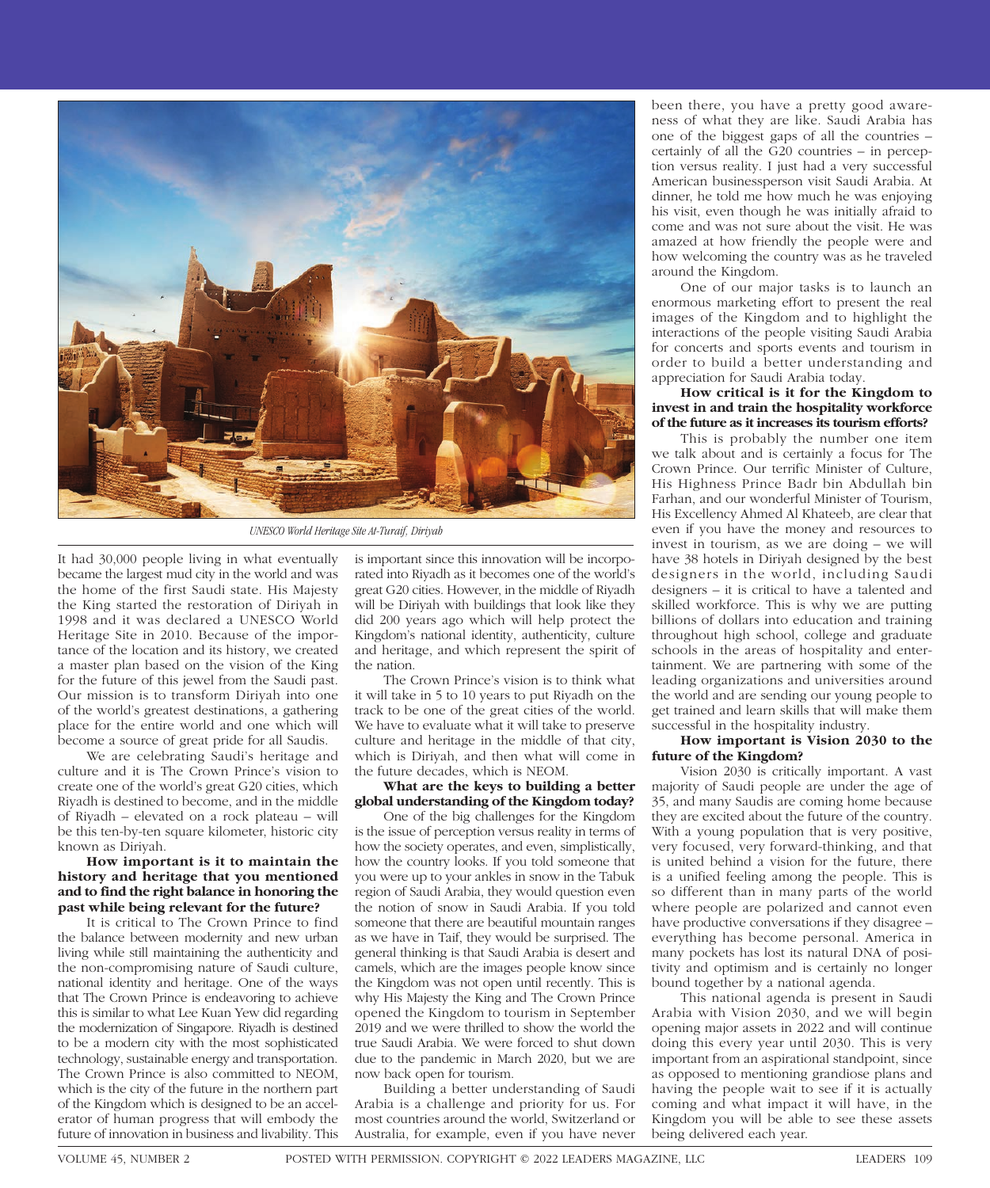*UNESCO World Heritage Site At-Turaif, Diriyah*

It had 30,000 people living in what eventually became the largest mud city in the world and was the home of the first Saudi state. His Majesty the King started the restoration of Diriyah in 1998 and it was declared a UNESCO World Heritage Site in 2010. Because of the importance of the location and its history, we created a master plan based on the vision of the King for the future of this jewel from the Saudi past. Our mission is to transform Diriyah into one of the world's greatest destinations, a gathering place for the entire world and one which will become a source of great pride for all Saudis.

We are celebrating Saudi's heritage and culture and it is The Crown Prince's vision to create one of the world's great G20 cities, which Riyadh is destined to become, and in the middle of Riyadh – elevated on a rock plateau – will be this ten-by-ten square kilometer, historic city known as Diriyah.

**How important is it to maintain the history and heritage that you mentioned and to find the right balance in honoring the past while being relevant for the future?**

It is critical to The Crown Prince to find the balance between modernity and new urban living while still maintaining the authenticity and the non-compromising nature of Saudi culture, national identity and heritage. One of the ways that The Crown Prince is endeavoring to achieve this is similar to what Lee Kuan Yew did regarding the modernization of Singapore. Riyadh is destined to be a modern city with the most sophisticated technology, sustainable energy and transportation. The Crown Prince is also committed to NEOM, which is the city of the future in the northern part of the Kingdom which is designed to be an accelerator of human progress that will embody the future of innovation in business and livability. This is important since this innovation will be incorporated into Riyadh as it becomes one of the world's great G20 cities. However, in the middle of Riyadh will be Diriyah with buildings that look like they did 200 years ago which will help protect the Kingdom's national identity, authenticity, culture and heritage, and which represent the spirit of the nation.

The Crown Prince's vision is to think what it will take in 5 to 10 years to put Riyadh on the track to be one of the great cities of the world. We have to evaluate what it will take to preserve culture and heritage in the middle of that city, which is Diriyah, and then what will come in the future decades, which is NEOM.

**What are the keys to building a better global understanding of the Kingdom today?**

One of the big challenges for the Kingdom is the issue of perception versus reality in terms of how the society operates, and even, simplistically, how the country looks. If you told someone that you were up to your ankles in snow in the Tabuk region of Saudi Arabia, they would question even the notion of snow in Saudi Arabia. If you told someone that there are beautiful mountain ranges as we have in Taif, they would be surprised. The general thinking is that Saudi Arabia is desert and camels, which are the images people know since the Kingdom was not open until recently. This is why His Majesty the King and The Crown Prince opened the Kingdom to tourism in September 2019 and we were thrilled to show the world the true Saudi Arabia. We were forced to shut down due to the pandemic in March 2020, but we are now back open for tourism.

Building a better understanding of Saudi Arabia is a challenge and priority for us. For most countries around the world, Switzerland or Australia, for example, even if you have never been there, you have a pretty good awareness of what they are like. Saudi Arabia has one of the biggest gaps of all the countries – certainly of all the G20 countries – in perception versus reality. I just had a very successful American businessperson visit Saudi Arabia. At dinner, he told me how much he was enjoying his visit, even though he was initially afraid to come and was not sure about the visit. He was amazed at how friendly the people were and how welcoming the country was as he traveled around the Kingdom.

One of our major tasks is to launch an enormous marketing effort to present the real images of the Kingdom and to highlight the interactions of the people visiting Saudi Arabia for concerts and sports events and tourism in order to build a better understanding and appreciation for Saudi Arabia today.

**How critical is it for the Kingdom to invest in and train the hospitality workforce of the future as it increases its tourism efforts?**

This is probably the number one item we talk about and is certainly a focus for The Crown Prince. Our terrific Minister of Culture, His Highness Prince Badr bin Abdullah bin Farhan, and our wonderful Minister of Tourism, His Excellency Ahmed Al Khateeb, are clear that even if you have the money and resources to invest in tourism, as we are doing – we will have 38 hotels in Diriyah designed by the best designers in the world, including Saudi designers – it is critical to have a talented and skilled workforce. This is why we are putting billions of dollars into education and training throughout high school, college and graduate schools in the areas of hospitality and entertainment. We are partnering with some of the leading organizations and universities around the world and are sending our young people to get trained and learn skills that will make them successful in the hospitality industry.

**How important is Vision 2030 to the future of the Kingdom?**

Vision 2030 is critically important. A vast majority of Saudi people are under the age of 35, and many Saudis are coming home because they are excited about the future of the country. With a young population that is very positive, very focused, very forward-thinking, and that is united behind a vision for the future, there is a unified feeling among the people. This is so different than in many parts of the world where people are polarized and cannot even have productive conversations if they disagree – everything has become personal. America in many pockets has lost its natural DNA of positivity and optimism and is certainly no longer bound together by a national agenda.

This national agenda is present in Saudi Arabia with Vision 2030, and we will begin opening major assets in 2022 and will continue doing this every year until 2030. This is very important from an aspirational standpoint, since as opposed to mentioning grandiose plans and having the people wait to see if it is actually coming and what impact it will have, in the Kingdom you will be able to see these assets being delivered each year.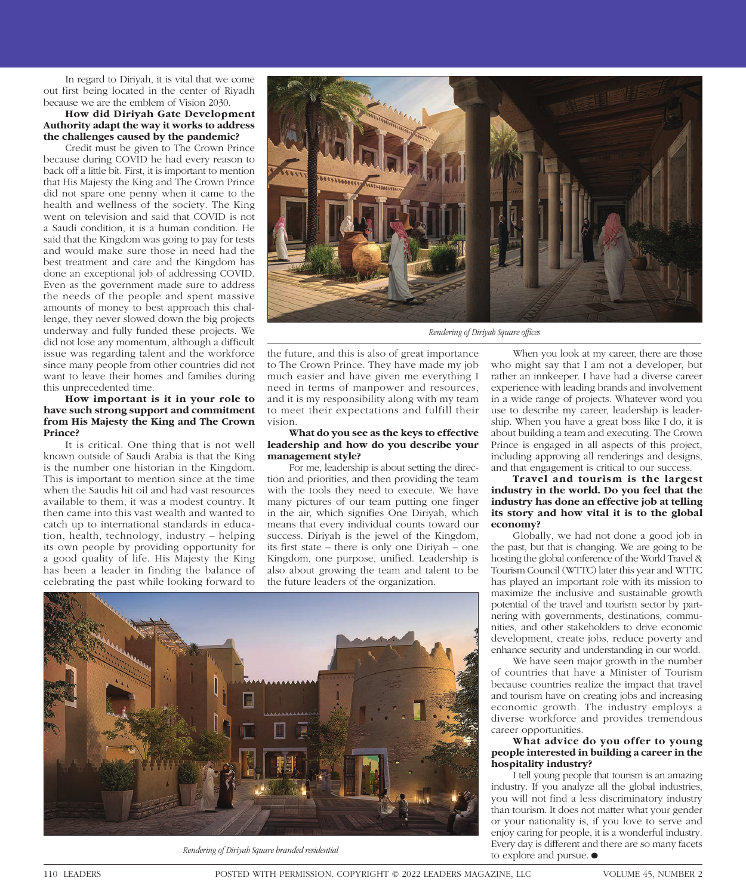In regard to Diriyah, it is vital that we come out first being located in the center of Riyadh because we are the emblem of Vision 2030.

**How did Diriyah Gate Development Authority adapt the way it works to address the challenges caused by the pandemic?**

Credit must be given to The Crown Prince because during COVID he had every reason to back off a little bit. First, it is important to mention that His Majesty the King and The Crown Prince did not spare one penny when it came to the health and wellness of the society. The King went on television and said that COVID is not a Saudi condition, it is a human condition. He said that the Kingdom was going to pay for tests and would make sure those in need had the best treatment and care and the Kingdom has done an exceptional job of addressing COVID. Even as the government made sure to address the needs of the people and spent massive amounts of money to best approach this challenge, they never slowed down the big projects underway and fully funded these projects. We did not lose any momentum, although a difficult issue was regarding talent and the workforce since many people from other countries did not want to leave their homes and families during this unprecedented time.

**How important is it in your role to have such strong support and commitment from His Majesty the King and The Crown Prince?**

It is critical. One thing that is not well known outside of Saudi Arabia is that the King is the number one historian in the Kingdom. This is important to mention since at the time when the Saudis hit oil and had vast resources available to them, it was a modest country. It then came into this vast wealth and wanted to catch up to international standards in education, health, technology, industry – helping its own people by providing opportunity for a good quality of life. His Majesty the King has been a leader in finding the balance of celebrating the past while looking forward to the future, and this is also of great importance to The Crown Prince. They have made my job much easier and have given me everything I need in terms of manpower and resources, and it is my responsibility along with my team to meet their expectations and fulfill their vision.

*Rendering of Diriyah Square offices*

**What do you see as the keys to effective leadership and how do you describe your management style?**

For me, leadership is about setting the direction and priorities, and then providing the team with the tools they need to execute. We have many pictures of our team putting one finger in the air, which signifies One Diriyah, which means that every individual counts toward our success. Diriyah is the jewel of the Kingdom, its first state – there is only one Diriyah – one Kingdom, one purpose, unified. Leadership is also about growing the team and talent to be the future leaders of the organization.

When you look at my career, there are those who might say that I am not a developer, but rather an innkeeper. I have had a diverse career experience with leading brands and involvement in a wide range of projects. Whatever word you use to describe my career, leadership is leadership. When you have a great boss like I do, it is about building a team and executing. The Crown Prince is engaged in all aspects of this project, including approving all renderings and designs, and that engagement is critical to our success.

**Travel and tourism is the largest industry in the world. Do you feel that the industry has done an effective job at telling its story and how vital it is to the global economy?**

Globally, we had not done a good job in the past, but that is changing. We are going to be hosting the global conference of the World Travel & Tourism Council (WTTC) later this year and WTTC has played an important role with its mission to maximize the inclusive and sustainable growth potential of the travel and tourism sector by partnering with governments, destinations, communities, and other stakeholders to drive economic development, create jobs, reduce poverty and enhance security and understanding in our world.

We have seen major growth in the number of countries that have a Minister of Tourism because countries realize the impact that travel and tourism have on creating jobs and increasing economic growth. The industry employs a diverse workforce and provides tremendous career opportunities.

**What advice do you offer to young people interested in building a career in the hospitality industry?**

I tell young people that tourism is an amazing industry. If you analyze all the global industries, you will not find a less discriminatory industry than tourism. It does not matter what your gender or your nationality is, if you love to serve and enjoy caring for people, it is a wonderful industry. Every day is different and there are so many facets to explore and pursue. ●

*Rendering of Diriyah Square branded residential*